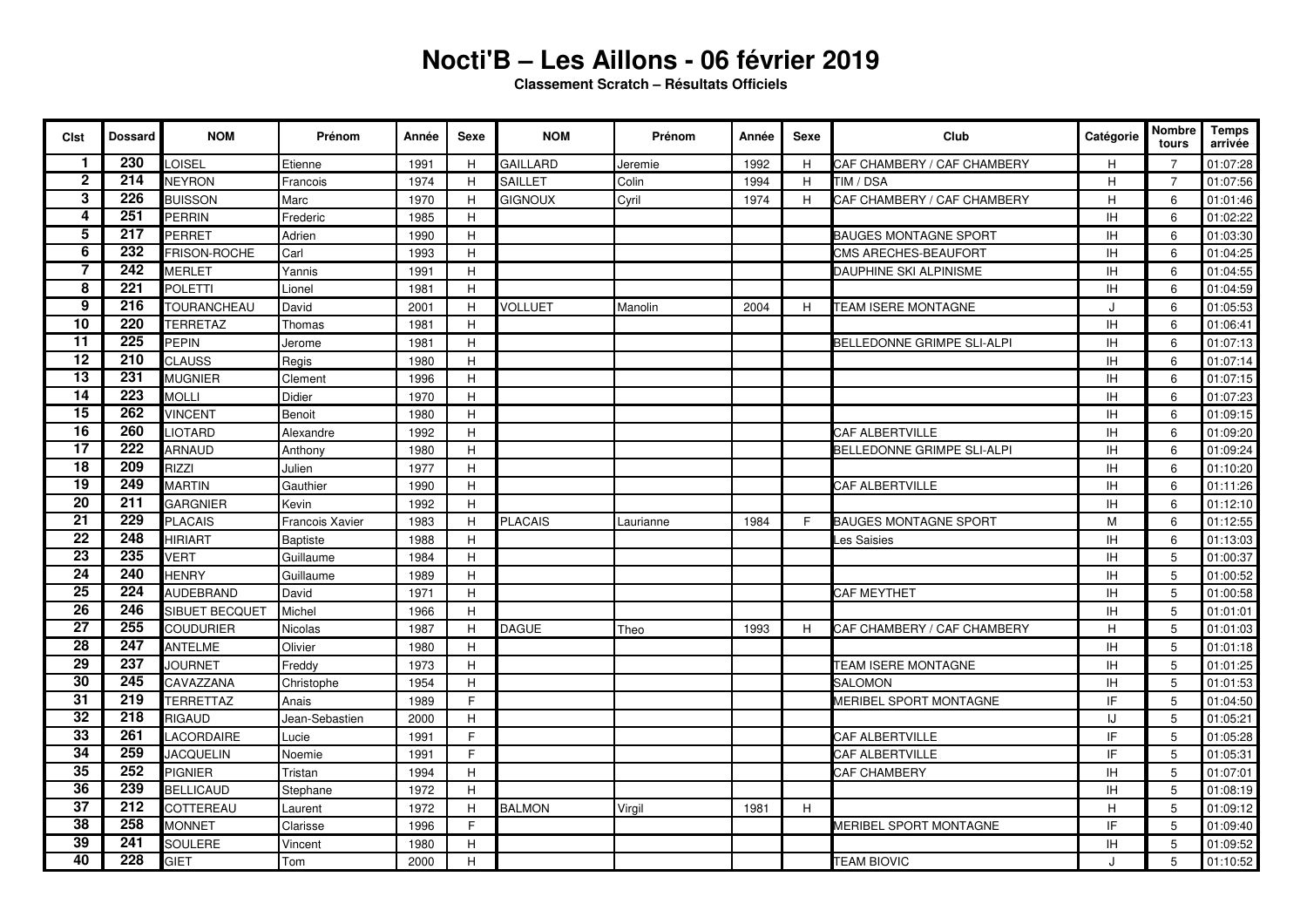# Nocti'B – Les Aillons - 06 février 2019

**Classement Scratch – Résultats Officiels**

| Clst | Dossard | NOM | Prénom | Année | Sexe | NOM | Prénom | Année | Sexe | Club | Catégorie | Nombre tours | Temps arrivée |
|---|---|---|---|---|---|---|---|---|---|---|---|---|---|
| 1 | 230 | LOISEL | Etienne | 1991 | H | GAILLARD | Jeremie | 1992 | H | CAF CHAMBERY / CAF CHAMBERY | H | 7 | 01:07:28 |
| 2 | 214 | NEYRON | Francois | 1974 | H | SAILLET | Colin | 1994 | H | TIM / DSA | H | 7 | 01:07:56 |
| 3 | 226 | BUISSON | Marc | 1970 | H | GIGNOUX | Cyril | 1974 | H | CAF CHAMBERY / CAF CHAMBERY | H | 6 | 01:01:46 |
| 4 | 251 | PERRIN | Frederic | 1985 | H | | | | | | IH | 6 | 01:02:22 |
| 5 | 217 | PERRET | Adrien | 1990 | H | | | | | BAUGES MONTAGNE SPORT | IH | 6 | 01:03:30 |
| 6 | 232 | FRISON-ROCHE | Carl | 1993 | H | | | | | CMS ARECHES-BEAUFORT | IH | 6 | 01:04:25 |
| 7 | 242 | MERLET | Yannis | 1991 | H | | | | | DAUPHINE SKI ALPINISME | IH | 6 | 01:04:55 |
| 8 | 221 | POLETTI | Lionel | 1981 | H | | | | | | IH | 6 | 01:04:59 |
| 9 | 216 | TOURANCHEAU | David | 2001 | H | VOLLUET | Manolin | 2004 | H | TEAM ISERE MONTAGNE | J | 6 | 01:05:53 |
| 10 | 220 | TERRETAZ | Thomas | 1981 | H | | | | | | IH | 6 | 01:06:41 |
| 11 | 225 | PEPIN | Jerome | 1981 | H | | | | | BELLEDONNE GRIMPE SLI-ALPI | IH | 6 | 01:07:13 |
| 12 | 210 | CLAUSS | Regis | 1980 | H | | | | | | IH | 6 | 01:07:14 |
| 13 | 231 | MUGNIER | Clement | 1996 | H | | | | | | IH | 6 | 01:07:15 |
| 14 | 223 | MOLLI | Didier | 1970 | H | | | | | | IH | 6 | 01:07:23 |
| 15 | 262 | VINCENT | Benoit | 1980 | H | | | | | | IH | 6 | 01:09:15 |
| 16 | 260 | LIOTARD | Alexandre | 1992 | H | | | | | CAF ALBERTVILLE | IH | 6 | 01:09:20 |
| 17 | 222 | ARNAUD | Anthony | 1980 | H | | | | | BELLEDONNE GRIMPE SLI-ALPI | IH | 6 | 01:09:24 |
| 18 | 209 | RIZZI | Julien | 1977 | H | | | | | | IH | 6 | 01:10:20 |
| 19 | 249 | MARTIN | Gauthier | 1990 | H | | | | | CAF ALBERTVILLE | IH | 6 | 01:11:26 |
| 20 | 211 | GARGNIER | Kevin | 1992 | H | | | | | | IH | 6 | 01:12:10 |
| 21 | 229 | PLACAIS | Francois Xavier | 1983 | H | PLACAIS | Laurianne | 1984 | F | BAUGES MONTAGNE SPORT | M | 6 | 01:12:55 |
| 22 | 248 | HIRIART | Baptiste | 1988 | H | | | | | Les Saisies | IH | 6 | 01:13:03 |
| 23 | 235 | VERT | Guillaume | 1984 | H | | | | | | IH | 5 | 01:00:37 |
| 24 | 240 | HENRY | Guillaume | 1989 | H | | | | | | IH | 5 | 01:00:52 |
| 25 | 224 | AUDEBRAND | David | 1971 | H | | | | | CAF MEYTHET | IH | 5 | 01:00:58 |
| 26 | 246 | SIBUET BECQUET | Michel | 1966 | H | | | | | | IH | 5 | 01:01:01 |
| 27 | 255 | COUDURIER | Nicolas | 1987 | H | DAGUE | Theo | 1993 | H | CAF CHAMBERY / CAF CHAMBERY | H | 5 | 01:01:03 |
| 28 | 247 | ANTELME | Olivier | 1980 | H | | | | | | IH | 5 | 01:01:18 |
| 29 | 237 | JOURNET | Freddy | 1973 | H | | | | | TEAM ISERE MONTAGNE | IH | 5 | 01:01:25 |
| 30 | 245 | CAVAZZANA | Christophe | 1954 | H | | | | | SALOMON | IH | 5 | 01:01:53 |
| 31 | 219 | TERRETTAZ | Anais | 1989 | F | | | | | MERIBEL SPORT MONTAGNE | IF | 5 | 01:04:50 |
| 32 | 218 | RIGAUD | Jean-Sebastien | 2000 | H | | | | | | IJ | 5 | 01:05:21 |
| 33 | 261 | LACORDAIRE | Lucie | 1991 | F | | | | | CAF ALBERTVILLE | IF | 5 | 01:05:28 |
| 34 | 259 | JACQUELIN | Noemie | 1991 | F | | | | | CAF ALBERTVILLE | IF | 5 | 01:05:31 |
| 35 | 252 | PIGNIER | Tristan | 1994 | H | | | | | CAF CHAMBERY | IH | 5 | 01:07:01 |
| 36 | 239 | BELLICAUD | Stephane | 1972 | H | | | | | | IH | 5 | 01:08:19 |
| 37 | 212 | COTTEREAU | Laurent | 1972 | H | BALMON | Virgil | 1981 | H | | H | 5 | 01:09:12 |
| 38 | 258 | MONNET | Clarisse | 1996 | F | | | | | MERIBEL SPORT MONTAGNE | IF | 5 | 01:09:40 |
| 39 | 241 | SOULERE | Vincent | 1980 | H | | | | | | IH | 5 | 01:09:52 |
| 40 | 228 | GIET | Tom | 2000 | H | | | | | TEAM BIOVIC | J | 5 | 01:10:52 |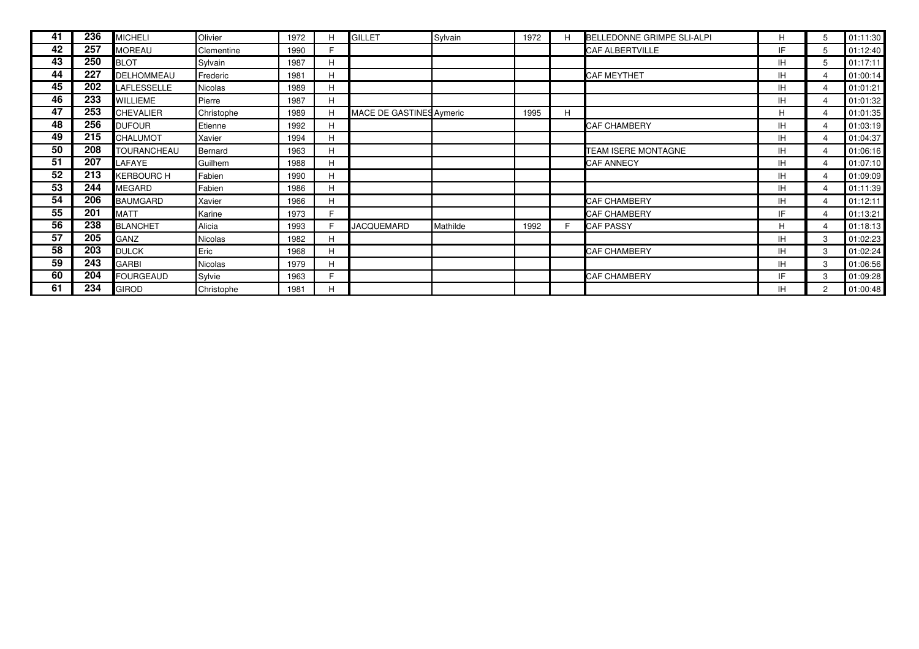| | | | | | | | | | | | | | |
|---|---|---|---|---|---|---|---|---|---|---|---|---|---|
| 41 | 236 | MICHELI | Olivier | 1972 | H | GILLET | Sylvain | 1972 | H | BELLEDONNE GRIMPE SLI-ALPI | H | 5 | 01:11:30 |
| 42 | 257 | MOREAU | Clementine | 1990 | F | | | | | CAF ALBERTVILLE | IF | 5 | 01:12:40 |
| 43 | 250 | BLOT | Sylvain | 1987 | H | | | | | | IH | 5 | 01:17:11 |
| 44 | 227 | DELHOMMEAU | Frederic | 1981 | H | | | | | CAF MEYTHET | IH | 4 | 01:00:14 |
| 45 | 202 | LAFLESSELLE | Nicolas | 1989 | H | | | | | | IH | 4 | 01:01:21 |
| 46 | 233 | WILLIEME | Pierre | 1987 | H | | | | | | IH | 4 | 01:01:32 |
| 47 | 253 | CHEVALIER | Christophe | 1989 | H | MACE DE GASTINES | Aymeric | 1995 | H | | H | 4 | 01:01:35 |
| 48 | 256 | DUFOUR | Etienne | 1992 | H | | | | | CAF CHAMBERY | IH | 4 | 01:03:19 |
| 49 | 215 | CHALUMOT | Xavier | 1994 | H | | | | | | IH | 4 | 01:04:37 |
| 50 | 208 | TOURANCHEAU | Bernard | 1963 | H | | | | | TEAM ISERE MONTAGNE | IH | 4 | 01:06:16 |
| 51 | 207 | LAFAYE | Guilhem | 1988 | H | | | | | CAF ANNECY | IH | 4 | 01:07:10 |
| 52 | 213 | KERBOURC H | Fabien | 1990 | H | | | | | | IH | 4 | 01:09:09 |
| 53 | 244 | MEGARD | Fabien | 1986 | H | | | | | | IH | 4 | 01:11:39 |
| 54 | 206 | BAUMGARD | Xavier | 1966 | H | | | | | CAF CHAMBERY | IH | 4 | 01:12:11 |
| 55 | 201 | MATT | Karine | 1973 | F | | | | | CAF CHAMBERY | IF | 4 | 01:13:21 |
| 56 | 238 | BLANCHET | Alicia | 1993 | F | JACQUEMARD | Mathilde | 1992 | F | CAF PASSY | H | 4 | 01:18:13 |
| 57 | 205 | GANZ | Nicolas | 1982 | H | | | | | | IH | 3 | 01:02:23 |
| 58 | 203 | DULCK | Eric | 1968 | H | | | | | CAF CHAMBERY | IH | 3 | 01:02:24 |
| 59 | 243 | GARBI | Nicolas | 1979 | H | | | | | | IH | 3 | 01:06:56 |
| 60 | 204 | FOURGEAUD | Sylvie | 1963 | F | | | | | CAF CHAMBERY | IF | 3 | 01:09:28 |
| 61 | 234 | GIROD | Christophe | 1981 | H | | | | | | IH | 2 | 01:00:48 |